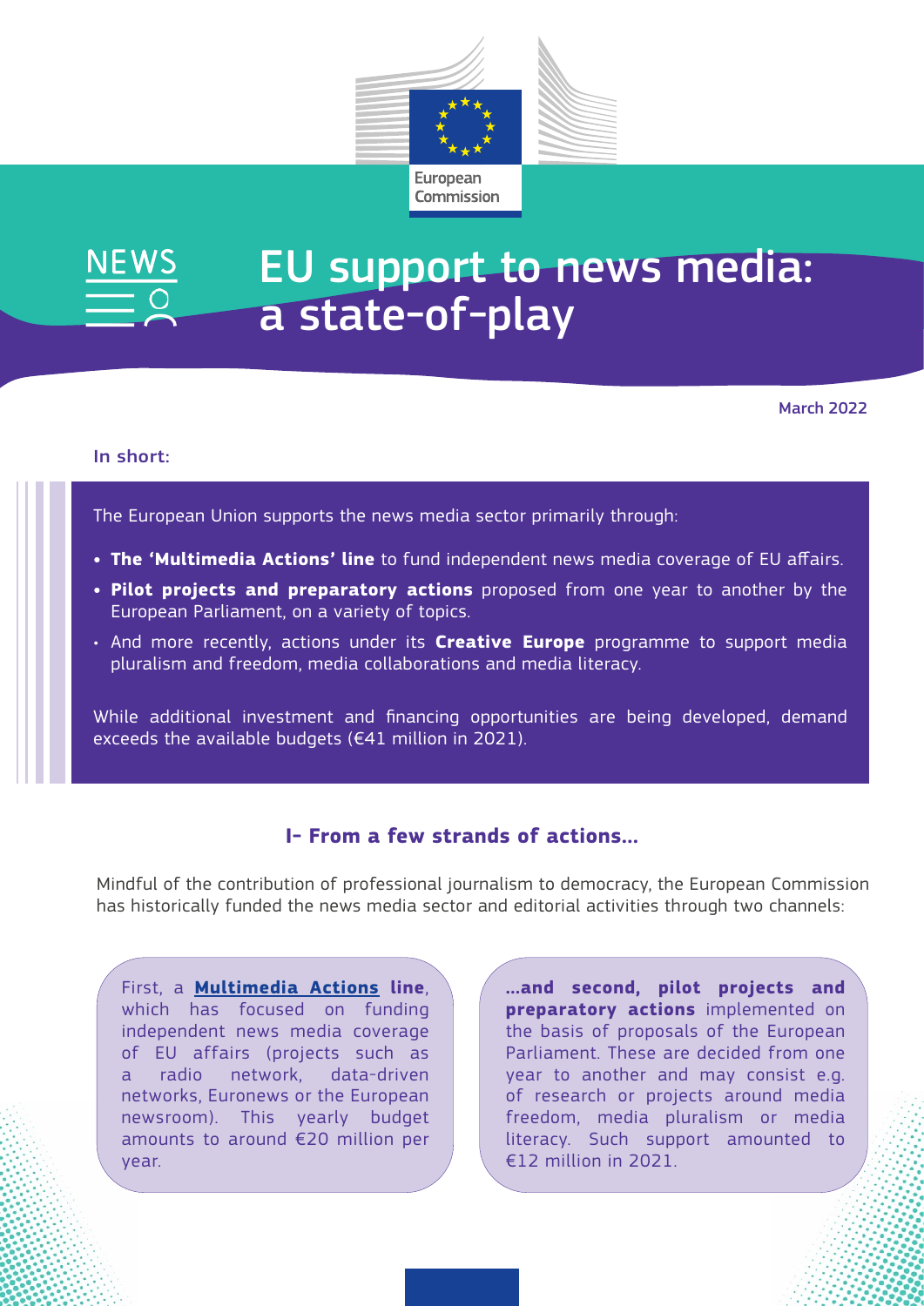European Commission

# EU support to news media: a state-of-play

March 2022

**In short:**

The European Union supports the news media sector primarily through:

- **The 'Multimedia Actions' line** to fund independent news media coverage of EU affairs.
- **Pilot projects and preparatory actions** proposed from one year to another by the European Parliament, on a variety of topics.
- And more recently, actions under its **Creative Europe** programme to support media pluralism and freedom, media collaborations and media literacy.

While additional investment and financing opportunities are being developed, demand exceeds the available budgets (€41 million in 2021).

## I- From a few strands of actions...

Mindful of the contribution of professional journalism to democracy, the European Commission has historically funded the news media sector and editorial activities through two channels:

First, a **Multimedia Actions line**, which has focused on funding independent news media coverage of EU affairs (projects such as a radio network, data-driven networks, Euronews or the European newsroom). This yearly budget amounts to around €20 million per year.

**...and second, pilot projects and preparatory actions** implemented on the basis of proposals of the European Parliament. These are decided from one year to another and may consist e.g. of research or projects around media freedom, media pluralism or media literacy. Such support amounted to €12 million in 2021.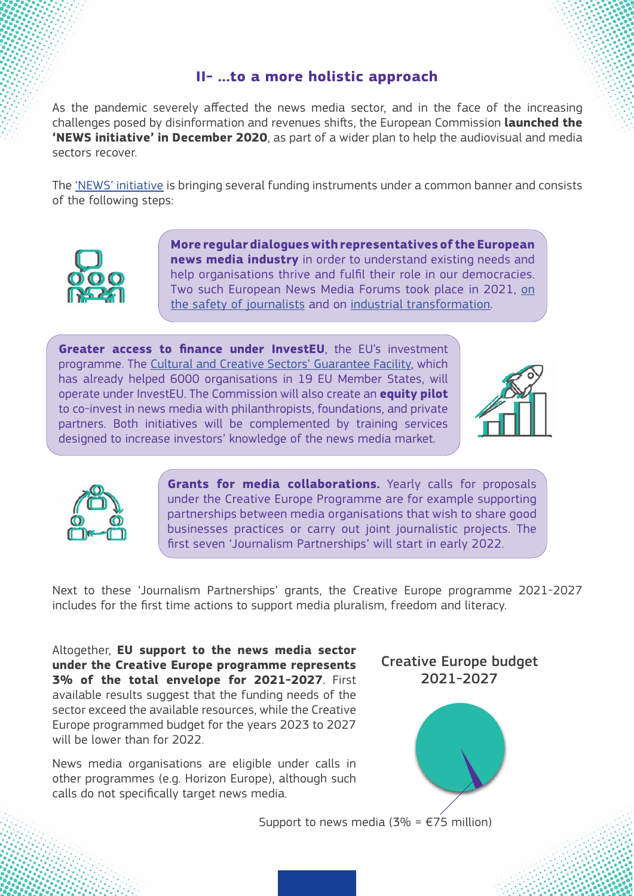## II- ...to a more holistic approach

As the pandemic severely affected the news media sector, and in the face of the increasing challenges posed by disinformation and revenues shifts, the European Commission **launched the 'NEWS initiative' in December 2020**, as part of a wider plan to help the audiovisual and media sectors recover.

The 'NEWS' initiative is bringing several funding instruments under a common banner and consists of the following steps:

**More regular dialogues with representatives of the European news media industry** in order to understand existing needs and help organisations thrive and fulfil their role in our democracies. Two such European News Media Forums took place in 2021, on the safety of journalists and on industrial transformation.

**Greater access to finance under InvestEU**, the EU's investment programme. The Cultural and Creative Sectors' Guarantee Facility, which has already helped 6000 organisations in 19 EU Member States, will operate under InvestEU. The Commission will also create an **equity pilot** to co-invest in news media with philanthropists, foundations, and private partners. Both initiatives will be complemented by training services designed to increase investors' knowledge of the news media market.

**Grants for media collaborations.** Yearly calls for proposals under the Creative Europe Programme are for example supporting partnerships between media organisations that wish to share good businesses practices or carry out joint journalistic projects. The first seven 'Journalism Partnerships' will start in early 2022.

Next to these 'Journalism Partnerships' grants, the Creative Europe programme 2021-2027 includes for the first time actions to support media pluralism, freedom and literacy.

Altogether, **EU support to the news media sector under the Creative Europe programme represents 3% of the total envelope for 2021-2027**. First available results suggest that the funding needs of the sector exceed the available resources, while the Creative Europe programmed budget for the years 2023 to 2027 will be lower than for 2022.

News media organisations are eligible under calls in other programmes (e.g. Horizon Europe), although such calls do not specifically target news media.

Creative Europe budget 2021-2027

Support to news media (3% = €75 million)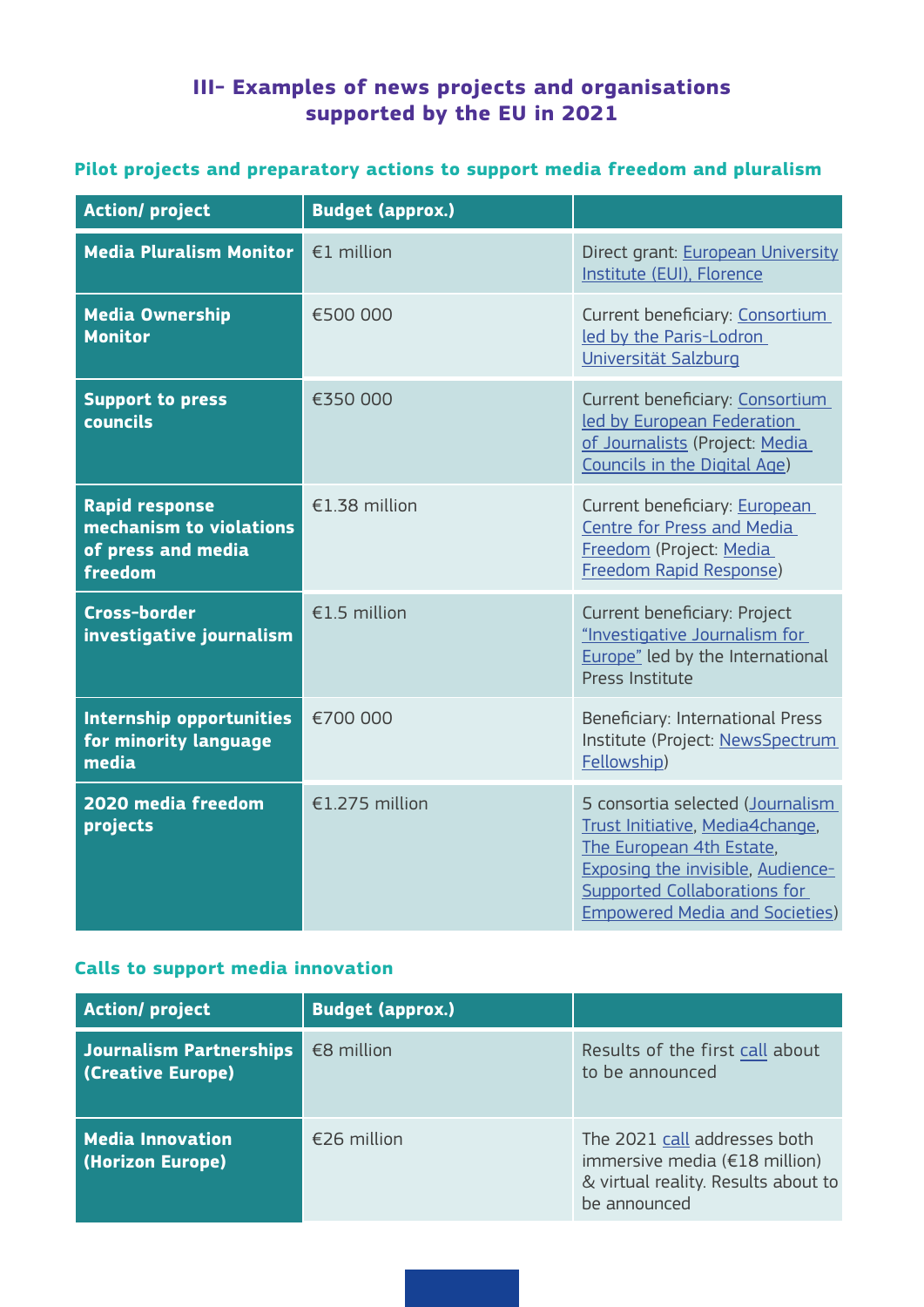## III- Examples of news projects and organisations supported by the EU in 2021

### Pilot projects and preparatory actions to support media freedom and pluralism

| Action/ project | Budget (approx.) | |
|---|---|---|
| **Media Pluralism Monitor** | €1 million | Direct grant: European University Institute (EUI), Florence |
| **Media Ownership Monitor** | €500 000 | Current beneficiary: Consortium led by the Paris-Lodron Universität Salzburg |
| **Support to press councils** | €350 000 | Current beneficiary: Consortium led by European Federation of Journalists (Project: Media Councils in the Digital Age) |
| **Rapid response mechanism to violations of press and media freedom** | €1.38 million | Current beneficiary: European Centre for Press and Media Freedom (Project: Media Freedom Rapid Response) |
| **Cross-border investigative journalism** | €1.5 million | Current beneficiary: Project "Investigative Journalism for Europe" led by the International Press Institute |
| **Internship opportunities for minority language media** | €700 000 | Beneficiary: International Press Institute (Project: NewsSpectrum Fellowship) |
| **2020 media freedom projects** | €1.275 million | 5 consortia selected (Journalism Trust Initiative, Media4change, The European 4th Estate, Exposing the invisible, Audience-Supported Collaborations for Empowered Media and Societies) |

### Calls to support media innovation

| Action/ project | Budget (approx.) | |
|---|---|---|
| **Journalism Partnerships (Creative Europe)** | €8 million | Results of the first call about to be announced |
| **Media Innovation (Horizon Europe)** | €26 million | The 2021 call addresses both immersive media (€18 million) & virtual reality. Results about to be announced |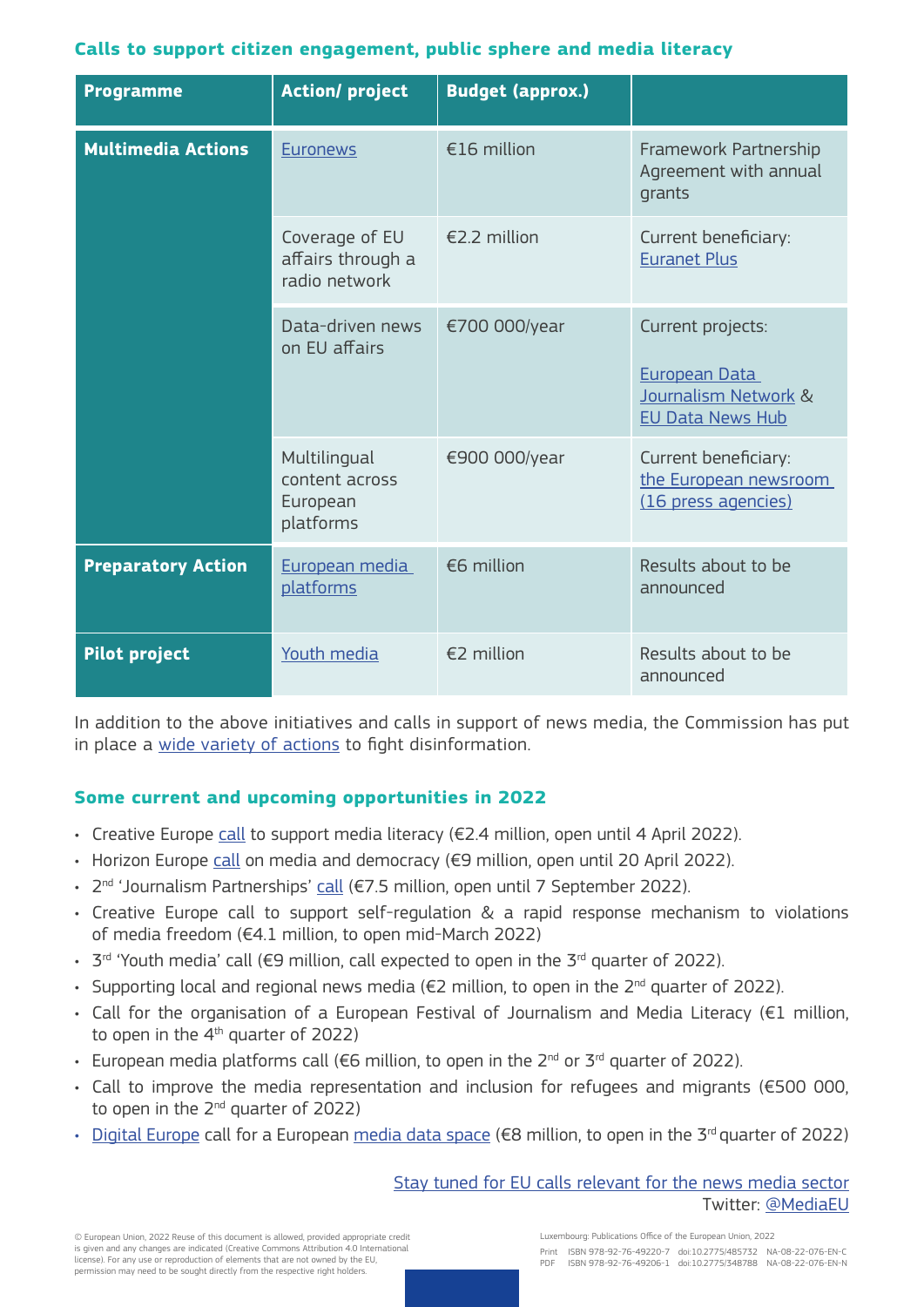## Calls to support citizen engagement, public sphere and media literacy

| Programme | Action/ project | Budget (approx.) | |
|---|---|---|---|
| **Multimedia Actions** | Euronews | €16 million | Framework Partnership Agreement with annual grants |
| | Coverage of EU affairs through a radio network | €2.2 million | Current beneficiary: Euranet Plus |
| | Data-driven news on EU affairs | €700 000/year | Current projects: European Data Journalism Network & EU Data News Hub |
| | Multilingual content across European platforms | €900 000/year | Current beneficiary: the European newsroom (16 press agencies) |
| **Preparatory Action** | European media platforms | €6 million | Results about to be announced |
| **Pilot project** | Youth media | €2 million | Results about to be announced |

In addition to the above initiatives and calls in support of news media, the Commission has put in place a wide variety of actions to fight disinformation.

## Some current and upcoming opportunities in 2022

- Creative Europe call to support media literacy (€2.4 million, open until 4 April 2022).
- Horizon Europe call on media and democracy (€9 million, open until 20 April 2022).
- 2nd 'Journalism Partnerships' call (€7.5 million, open until 7 September 2022).
- Creative Europe call to support self-regulation & a rapid response mechanism to violations of media freedom (€4.1 million, to open mid-March 2022)
- 3rd 'Youth media' call (€9 million, call expected to open in the 3rd quarter of 2022).
- Supporting local and regional news media (€2 million, to open in the 2nd quarter of 2022).
- Call for the organisation of a European Festival of Journalism and Media Literacy (€1 million, to open in the 4th quarter of 2022)
- European media platforms call (€6 million, to open in the 2nd or 3rd quarter of 2022).
- Call to improve the media representation and inclusion for refugees and migrants (€500 000, to open in the 2nd quarter of 2022)
- Digital Europe call for a European media data space (€8 million, to open in the 3rd quarter of 2022)

Stay tuned for EU calls relevant for the news media sector
Twitter: @MediaEU

© European Union, 2022 Reuse of this document is allowed, provided appropriate credit is given and any changes are indicated (Creative Commons Attribution 4.0 International license). For any use or reproduction of elements that are not owned by the EU, permission may need to be sought directly from the respective right holders.

Luxembourg: Publications Office of the European Union, 2022

Print ISBN 978-92-76-49220-7 doi:10.2775/485732 NA-08-22-076-EN-C
PDF ISBN 978-92-76-49206-1 doi:10.2775/348788 NA-08-22-076-EN-N